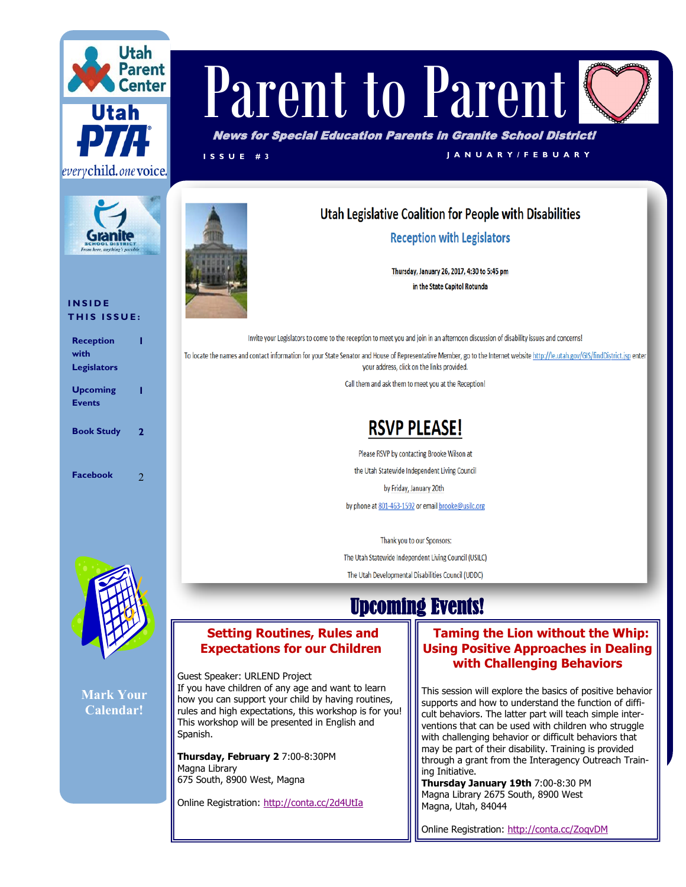Utah Parent Center

Utah PTA
everychild. onevoice.

Granite School District
From here, anything's possible.

# Parent to Parent

***News for Special Education Parents in Granite School District!***

ISSUE #3 — JANUARY/FEBUARY

**INSIDE THIS ISSUE:**

- Reception with Legislators — 1
- Upcoming Events — 1
- Book Study — 2
- Facebook — 2

## Utah Legislative Coalition for People with Disabilities

### Reception with Legislators

Thursday, January 26, 2017, 4:30 to 5:45 pm
in the State Capitol Rotunda

Invite your Legislators to come to the reception to meet you and join in an afternoon discussion of disability issues and concerns!

To locate the names and contact information for your State Senator and House of Representative Member, go to the Internet website http://le.utah.gov/GIS/findDistrict.jsp enter your address, click on the links provided.

Call them and ask them to meet you at the Reception!

### RSVP PLEASE!

Please RSVP by contacting Brooke Wilson at
the Utah Statewide Independent Living Council
by Friday, January 20th
by phone at 801-463-1592 or email brooke@usilc.org

Thank you to our Sponsors:
The Utah Statewide Independent Living Council (USILC)
The Utah Developmental Disabilities Council (UDDC)

## Upcoming Events!

### Setting Routines, Rules and Expectations for our Children

Guest Speaker: URLEND Project
If you have children of any age and want to learn how you can support your child by having routines, rules and high expectations, this workshop is for you! This workshop will be presented in English and Spanish.

**Thursday, February 2** 7:00-8:30PM
Magna Library
675 South, 8900 West, Magna

Online Registration: http://conta.cc/2d4UtIa

### Taming the Lion without the Whip: Using Positive Approaches in Dealing with Challenging Behaviors

This session will explore the basics of positive behavior supports and how to understand the function of difficult behaviors. The latter part will teach simple interventions that can be used with children who struggle with challenging behavior or difficult behaviors that may be part of their disability. Training is provided through a grant from the Interagency Outreach Training Initiative.
**Thursday January 19th** 7:00-8:30 PM
Magna Library 2675 South, 8900 West
Magna, Utah, 84044

Online Registration: http://conta.cc/ZoqvDM

Mark Your Calendar!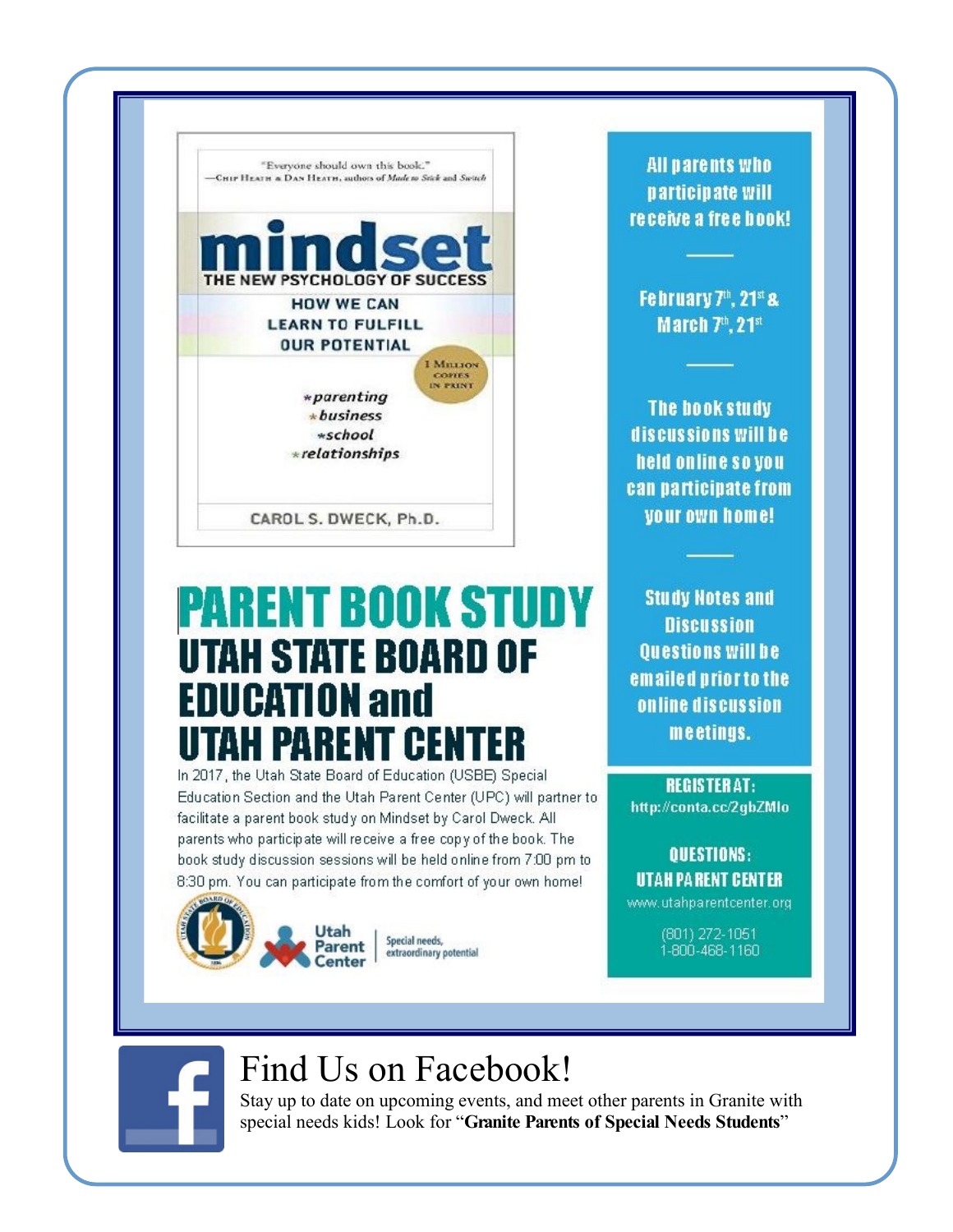"Everyone should own this book."
—Chip Heath & Dan Heath, authors of *Made to Stick* and *Switch*

**mindset**

THE NEW PSYCHOLOGY OF SUCCESS

HOW WE CAN LEARN TO FULFILL OUR POTENTIAL

1 Million copies in print

*parenting *business *school *relationships

CAROL S. DWECK, Ph.D.

# PARENT BOOK STUDY

## UTAH STATE BOARD OF EDUCATION and UTAH PARENT CENTER

In 2017, the Utah State Board of Education (USBE) Special Education Section and the Utah Parent Center (UPC) will partner to facilitate a parent book study on Mindset by Carol Dweck. All parents who participate will receive a free copy of the book. The book study discussion sessions will be held online from 7:00 pm to 8:30 pm. You can participate from the comfort of your own home!

Utah Parent Center | Special needs, extraordinary potential

**All parents who participate will receive a free book!**

**February 7th, 21st & March 7th, 21st**

**The book study discussions will be held online so you can participate from your own home!**

**Study Notes and Discussion Questions will be emailed prior to the online discussion meetings.**

**REGISTER AT:**
http://conta.cc/2gbZMlo

**QUESTIONS:**
**UTAH PARENT CENTER**
www.utahparentcenter.org

(801) 272-1051
1-800-468-1160

# Find Us on Facebook!

Stay up to date on upcoming events, and meet other parents in Granite with special needs kids! Look for "**Granite Parents of Special Needs Students**"